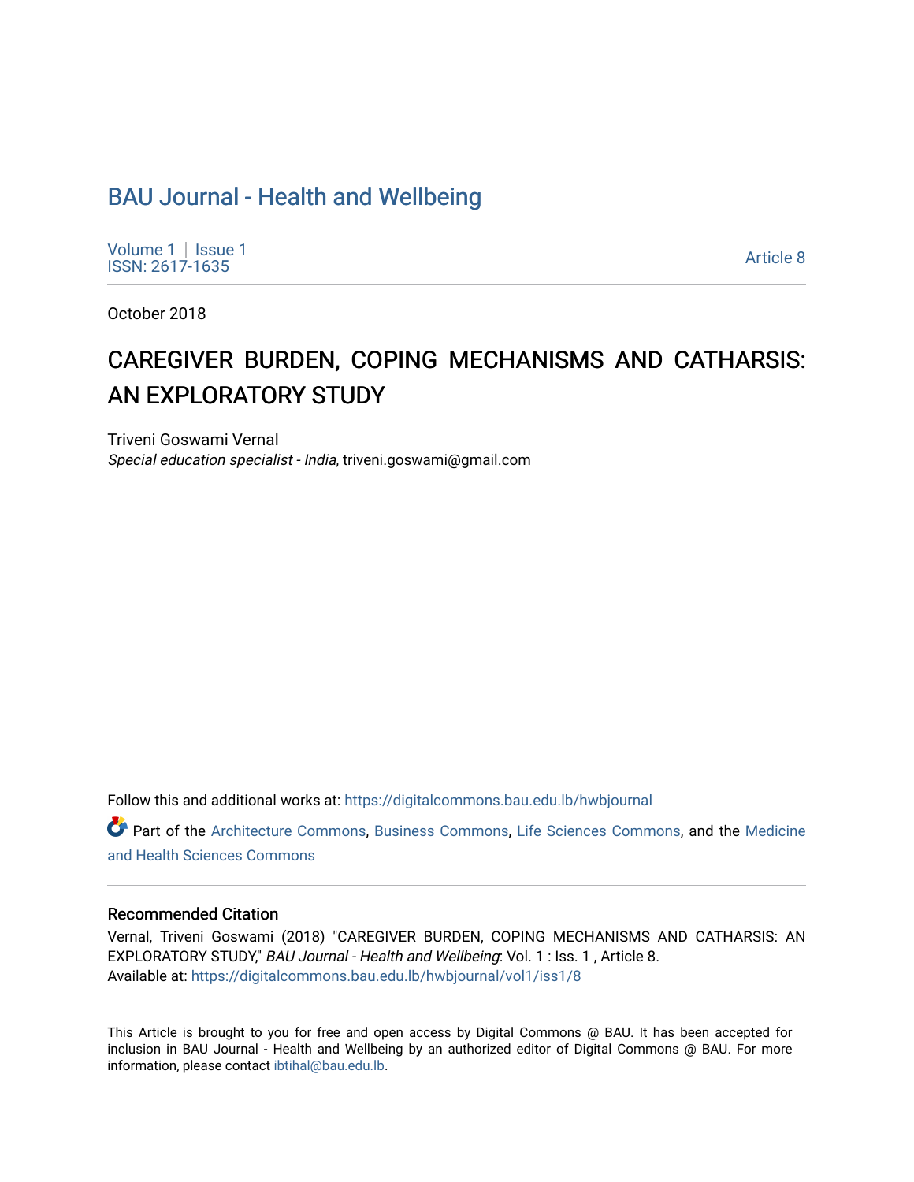# BAU Journal - Health and Wellbeing

Volume 1 | Issue 1
ISSN: 2617-1635

Article 8

October 2018

# CAREGIVER BURDEN, COPING MECHANISMS AND CATHARSIS: AN EXPLORATORY STUDY

Triveni Goswami Vernal
*Special education specialist - India*, triveni.goswami@gmail.com

Follow this and additional works at: https://digitalcommons.bau.edu.lb/hwbjournal

Part of the Architecture Commons, Business Commons, Life Sciences Commons, and the Medicine and Health Sciences Commons

## Recommended Citation

Vernal, Triveni Goswami (2018) "CAREGIVER BURDEN, COPING MECHANISMS AND CATHARSIS: AN EXPLORATORY STUDY," *BAU Journal - Health and Wellbeing*: Vol. 1 : Iss. 1 , Article 8.
Available at: https://digitalcommons.bau.edu.lb/hwbjournal/vol1/iss1/8

This Article is brought to you for free and open access by Digital Commons @ BAU. It has been accepted for inclusion in BAU Journal - Health and Wellbeing by an authorized editor of Digital Commons @ BAU. For more information, please contact ibtihal@bau.edu.lb.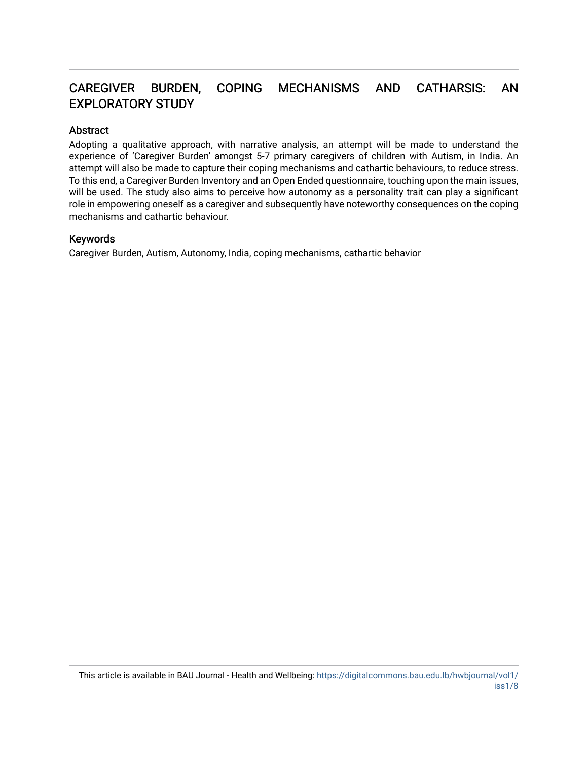# CAREGIVER BURDEN, COPING MECHANISMS AND CATHARSIS: AN EXPLORATORY STUDY

## Abstract

Adopting a qualitative approach, with narrative analysis, an attempt will be made to understand the experience of 'Caregiver Burden' amongst 5-7 primary caregivers of children with Autism, in India. An attempt will also be made to capture their coping mechanisms and cathartic behaviours, to reduce stress. To this end, a Caregiver Burden Inventory and an Open Ended questionnaire, touching upon the main issues, will be used. The study also aims to perceive how autonomy as a personality trait can play a significant role in empowering oneself as a caregiver and subsequently have noteworthy consequences on the coping mechanisms and cathartic behaviour.

## Keywords

Caregiver Burden, Autism, Autonomy, India, coping mechanisms, cathartic behavior

This article is available in BAU Journal - Health and Wellbeing: https://digitalcommons.bau.edu.lb/hwbjournal/vol1/iss1/8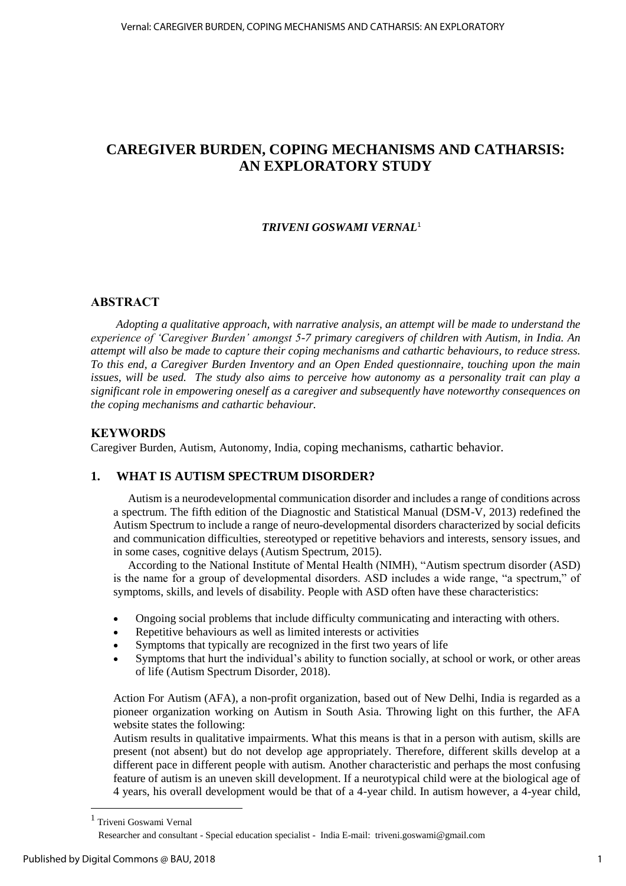# CAREGIVER BURDEN, COPING MECHANISMS AND CATHARSIS: AN EXPLORATORY STUDY

***TRIVENI GOSWAMI VERNAL***[1]

## ABSTRACT

*Adopting a qualitative approach, with narrative analysis, an attempt will be made to understand the experience of 'Caregiver Burden' amongst 5-7 primary caregivers of children with Autism, in India. An attempt will also be made to capture their coping mechanisms and cathartic behaviours, to reduce stress. To this end, a Caregiver Burden Inventory and an Open Ended questionnaire, touching upon the main issues, will be used. The study also aims to perceive how autonomy as a personality trait can play a significant role in empowering oneself as a caregiver and subsequently have noteworthy consequences on the coping mechanisms and cathartic behaviour.*

## KEYWORDS

Caregiver Burden, Autism, Autonomy, India, coping mechanisms, cathartic behavior.

## 1. WHAT IS AUTISM SPECTRUM DISORDER?

Autism is a neurodevelopmental communication disorder and includes a range of conditions across a spectrum. The fifth edition of the Diagnostic and Statistical Manual (DSM-V, 2013) redefined the Autism Spectrum to include a range of neuro-developmental disorders characterized by social deficits and communication difficulties, stereotyped or repetitive behaviors and interests, sensory issues, and in some cases, cognitive delays (Autism Spectrum, 2015).

According to the National Institute of Mental Health (NIMH), "Autism spectrum disorder (ASD) is the name for a group of developmental disorders. ASD includes a wide range, "a spectrum," of symptoms, skills, and levels of disability. People with ASD often have these characteristics:

- Ongoing social problems that include difficulty communicating and interacting with others.
- Repetitive behaviours as well as limited interests or activities
- Symptoms that typically are recognized in the first two years of life
- Symptoms that hurt the individual's ability to function socially, at school or work, or other areas of life (Autism Spectrum Disorder, 2018).

Action For Autism (AFA), a non-profit organization, based out of New Delhi, India is regarded as a pioneer organization working on Autism in South Asia. Throwing light on this further, the AFA website states the following:

Autism results in qualitative impairments. What this means is that in a person with autism, skills are present (not absent) but do not develop age appropriately. Therefore, different skills develop at a different pace in different people with autism. Another characteristic and perhaps the most confusing feature of autism is an uneven skill development. If a neurotypical child were at the biological age of 4 years, his overall development would be that of a 4-year child. In autism however, a 4-year child,

---

[1] Triveni Goswami Vernal

Researcher and consultant - Special education specialist - India E-mail: triveni.goswami@gmail.com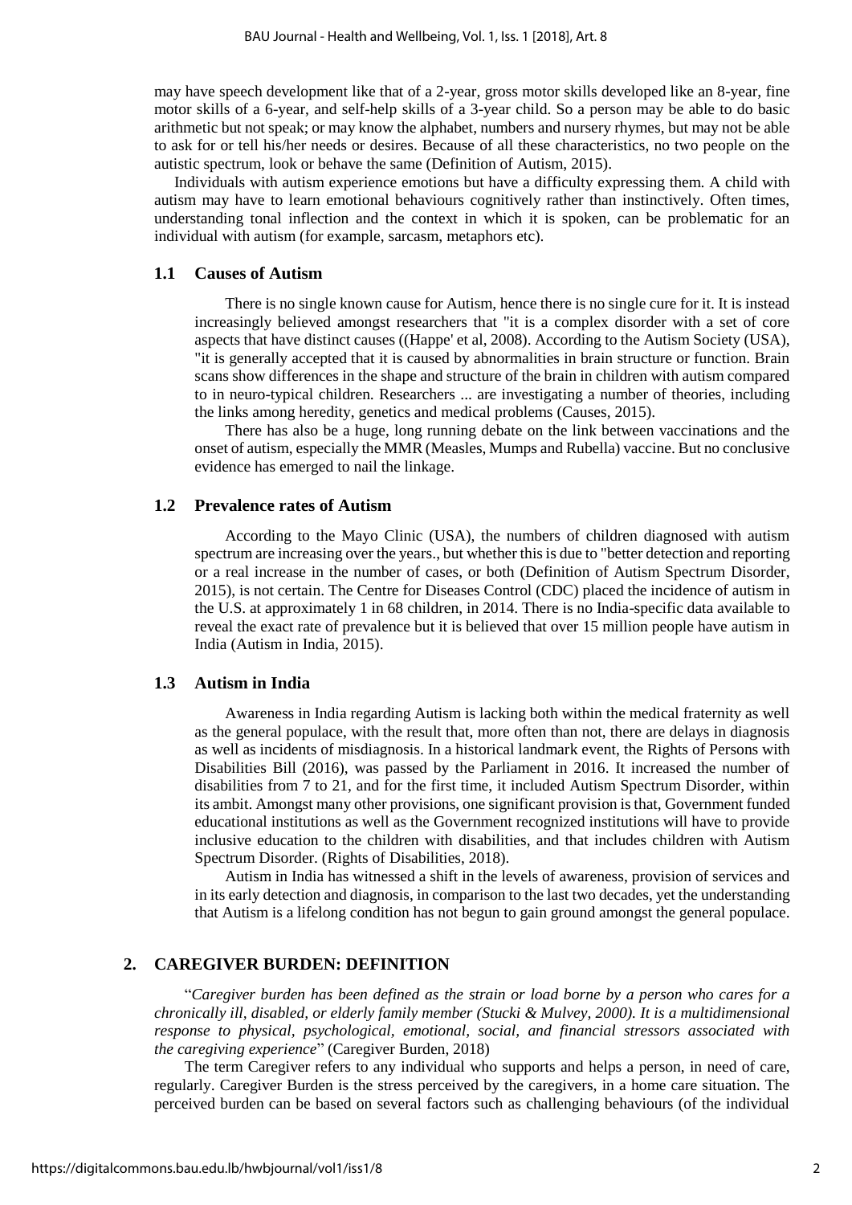may have speech development like that of a 2-year, gross motor skills developed like an 8-year, fine motor skills of a 6-year, and self-help skills of a 3-year child. So a person may be able to do basic arithmetic but not speak; or may know the alphabet, numbers and nursery rhymes, but may not be able to ask for or tell his/her needs or desires. Because of all these characteristics, no two people on the autistic spectrum, look or behave the same (Definition of Autism, 2015).

Individuals with autism experience emotions but have a difficulty expressing them. A child with autism may have to learn emotional behaviours cognitively rather than instinctively. Often times, understanding tonal inflection and the context in which it is spoken, can be problematic for an individual with autism (for example, sarcasm, metaphors etc).

### 1.1 Causes of Autism

There is no single known cause for Autism, hence there is no single cure for it. It is instead increasingly believed amongst researchers that "it is a complex disorder with a set of core aspects that have distinct causes ((Happe' et al, 2008). According to the Autism Society (USA), "it is generally accepted that it is caused by abnormalities in brain structure or function. Brain scans show differences in the shape and structure of the brain in children with autism compared to in neuro-typical children. Researchers ... are investigating a number of theories, including the links among heredity, genetics and medical problems (Causes, 2015).

There has also be a huge, long running debate on the link between vaccinations and the onset of autism, especially the MMR (Measles, Mumps and Rubella) vaccine. But no conclusive evidence has emerged to nail the linkage.

### 1.2 Prevalence rates of Autism

According to the Mayo Clinic (USA), the numbers of children diagnosed with autism spectrum are increasing over the years., but whether this is due to "better detection and reporting or a real increase in the number of cases, or both (Definition of Autism Spectrum Disorder, 2015), is not certain. The Centre for Diseases Control (CDC) placed the incidence of autism in the U.S. at approximately 1 in 68 children, in 2014. There is no India-specific data available to reveal the exact rate of prevalence but it is believed that over 15 million people have autism in India (Autism in India, 2015).

### 1.3 Autism in India

Awareness in India regarding Autism is lacking both within the medical fraternity as well as the general populace, with the result that, more often than not, there are delays in diagnosis as well as incidents of misdiagnosis. In a historical landmark event, the Rights of Persons with Disabilities Bill (2016), was passed by the Parliament in 2016. It increased the number of disabilities from 7 to 21, and for the first time, it included Autism Spectrum Disorder, within its ambit. Amongst many other provisions, one significant provision is that, Government funded educational institutions as well as the Government recognized institutions will have to provide inclusive education to the children with disabilities, and that includes children with Autism Spectrum Disorder. (Rights of Disabilities, 2018).

Autism in India has witnessed a shift in the levels of awareness, provision of services and in its early detection and diagnosis, in comparison to the last two decades, yet the understanding that Autism is a lifelong condition has not begun to gain ground amongst the general populace.

## 2. CAREGIVER BURDEN: DEFINITION

"*Caregiver burden has been defined as the strain or load borne by a person who cares for a chronically ill, disabled, or elderly family member (Stucki & Mulvey, 2000). It is a multidimensional response to physical, psychological, emotional, social, and financial stressors associated with the caregiving experience*" (Caregiver Burden, 2018)

The term Caregiver refers to any individual who supports and helps a person, in need of care, regularly. Caregiver Burden is the stress perceived by the caregivers, in a home care situation. The perceived burden can be based on several factors such as challenging behaviours (of the individual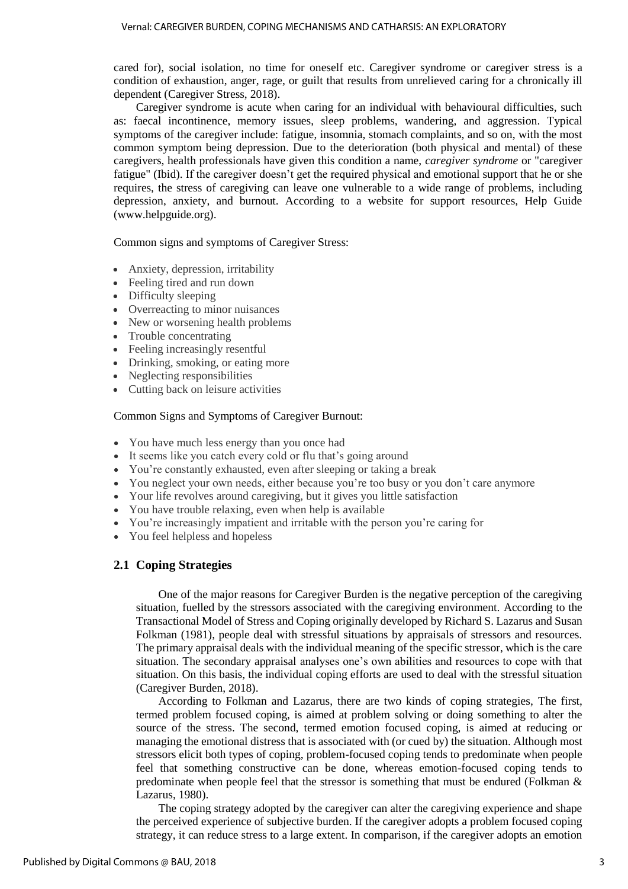cared for), social isolation, no time for oneself etc. Caregiver syndrome or caregiver stress is a condition of exhaustion, anger, rage, or guilt that results from unrelieved caring for a chronically ill dependent (Caregiver Stress, 2018).

Caregiver syndrome is acute when caring for an individual with behavioural difficulties, such as: faecal incontinence, memory issues, sleep problems, wandering, and aggression. Typical symptoms of the caregiver include: fatigue, insomnia, stomach complaints, and so on, with the most common symptom being depression. Due to the deterioration (both physical and mental) of these caregivers, health professionals have given this condition a name, *caregiver syndrome* or "caregiver fatigue" (Ibid). If the caregiver doesn't get the required physical and emotional support that he or she requires, the stress of caregiving can leave one vulnerable to a wide range of problems, including depression, anxiety, and burnout. According to a website for support resources, Help Guide (www.helpguide.org).

Common signs and symptoms of Caregiver Stress:

- Anxiety, depression, irritability
- Feeling tired and run down
- Difficulty sleeping
- Overreacting to minor nuisances
- New or worsening health problems
- Trouble concentrating
- Feeling increasingly resentful
- Drinking, smoking, or eating more
- Neglecting responsibilities
- Cutting back on leisure activities

Common Signs and Symptoms of Caregiver Burnout:

- You have much less energy than you once had
- It seems like you catch every cold or flu that's going around
- You're constantly exhausted, even after sleeping or taking a break
- You neglect your own needs, either because you're too busy or you don't care anymore
- Your life revolves around caregiving, but it gives you little satisfaction
- You have trouble relaxing, even when help is available
- You're increasingly impatient and irritable with the person you're caring for
- You feel helpless and hopeless

## 2.1 Coping Strategies

One of the major reasons for Caregiver Burden is the negative perception of the caregiving situation, fuelled by the stressors associated with the caregiving environment. According to the Transactional Model of Stress and Coping originally developed by Richard S. Lazarus and Susan Folkman (1981), people deal with stressful situations by appraisals of stressors and resources. The primary appraisal deals with the individual meaning of the specific stressor, which is the care situation. The secondary appraisal analyses one's own abilities and resources to cope with that situation. On this basis, the individual coping efforts are used to deal with the stressful situation (Caregiver Burden, 2018).

According to Folkman and Lazarus, there are two kinds of coping strategies, The first, termed problem focused coping, is aimed at problem solving or doing something to alter the source of the stress. The second, termed emotion focused coping, is aimed at reducing or managing the emotional distress that is associated with (or cued by) the situation. Although most stressors elicit both types of coping, problem-focused coping tends to predominate when people feel that something constructive can be done, whereas emotion-focused coping tends to predominate when people feel that the stressor is something that must be endured (Folkman & Lazarus, 1980).

The coping strategy adopted by the caregiver can alter the caregiving experience and shape the perceived experience of subjective burden. If the caregiver adopts a problem focused coping strategy, it can reduce stress to a large extent. In comparison, if the caregiver adopts an emotion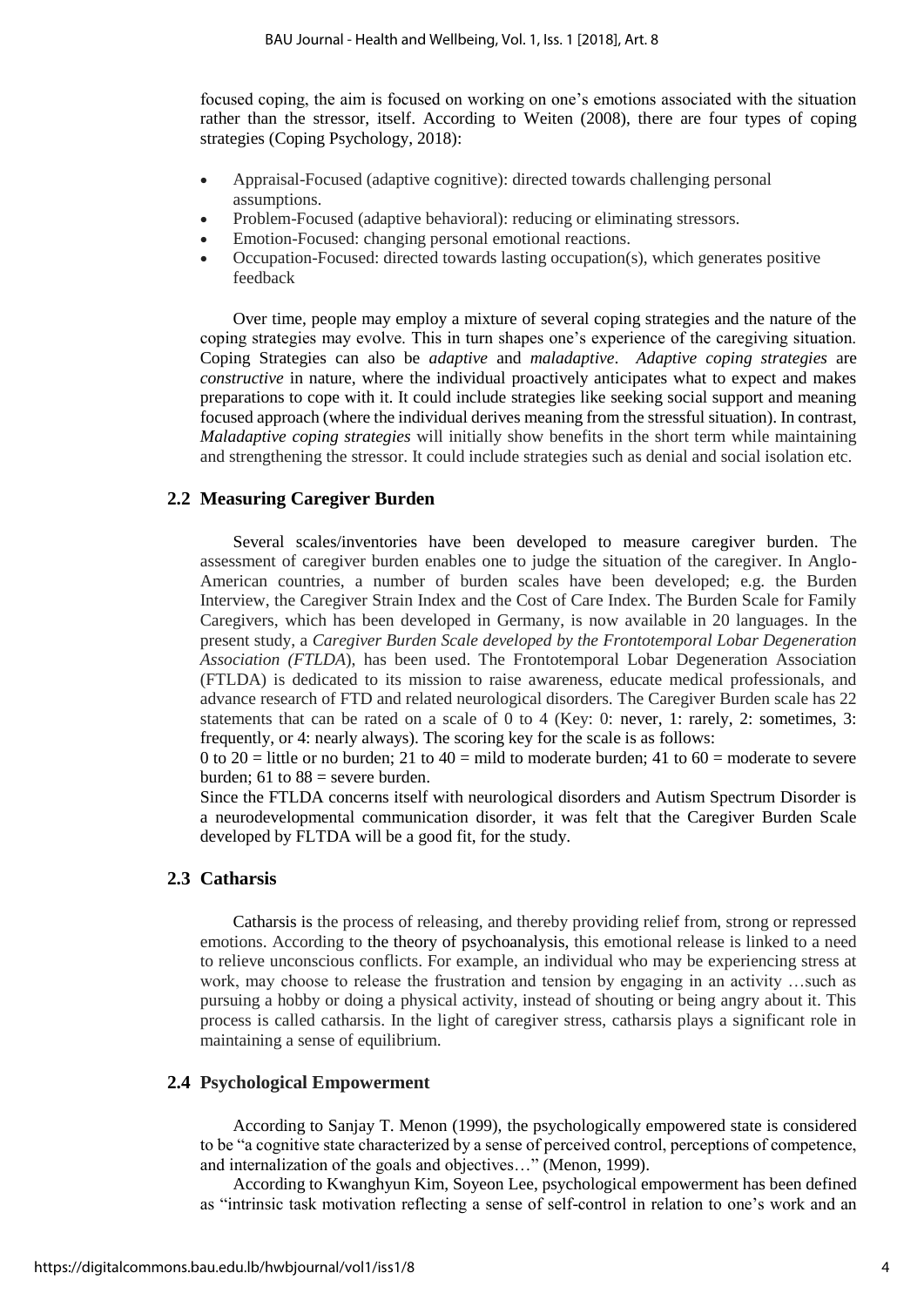focused coping, the aim is focused on working on one's emotions associated with the situation rather than the stressor, itself. According to Weiten (2008), there are four types of coping strategies (Coping Psychology, 2018):

- Appraisal-Focused (adaptive cognitive): directed towards challenging personal assumptions.
- Problem-Focused (adaptive behavioral): reducing or eliminating stressors.
- Emotion-Focused: changing personal emotional reactions.
- Occupation-Focused: directed towards lasting occupation(s), which generates positive feedback

Over time, people may employ a mixture of several coping strategies and the nature of the coping strategies may evolve. This in turn shapes one's experience of the caregiving situation. Coping Strategies can also be *adaptive* and *maladaptive*. *Adaptive coping strategies* are *constructive* in nature, where the individual proactively anticipates what to expect and makes preparations to cope with it. It could include strategies like seeking social support and meaning focused approach (where the individual derives meaning from the stressful situation). In contrast, *Maladaptive coping strategies* will initially show benefits in the short term while maintaining and strengthening the stressor. It could include strategies such as denial and social isolation etc.

## 2.2 Measuring Caregiver Burden

Several scales/inventories have been developed to measure caregiver burden. The assessment of caregiver burden enables one to judge the situation of the caregiver. In Anglo-American countries, a number of burden scales have been developed; e.g. the Burden Interview, the Caregiver Strain Index and the Cost of Care Index. The Burden Scale for Family Caregivers, which has been developed in Germany, is now available in 20 languages. In the present study, a *Caregiver Burden Scale developed by the Frontotemporal Lobar Degeneration Association (FTLDA*), has been used. The Frontotemporal Lobar Degeneration Association (FTLDA) is dedicated to its mission to raise awareness, educate medical professionals, and advance research of FTD and related neurological disorders. The Caregiver Burden scale has 22 statements that can be rated on a scale of 0 to 4 (Key: 0: never, 1: rarely, 2: sometimes, 3: frequently, or 4: nearly always). The scoring key for the scale is as follows:
0 to 20 = little or no burden; 21 to 40 = mild to moderate burden; 41 to 60 = moderate to severe burden; 61 to 88 = severe burden.
Since the FTLDA concerns itself with neurological disorders and Autism Spectrum Disorder is a neurodevelopmental communication disorder, it was felt that the Caregiver Burden Scale developed by FLTDA will be a good fit, for the study.

## 2.3 Catharsis

Catharsis is the process of releasing, and thereby providing relief from, strong or repressed emotions. According to the theory of psychoanalysis, this emotional release is linked to a need to relieve unconscious conflicts. For example, an individual who may be experiencing stress at work, may choose to release the frustration and tension by engaging in an activity …such as pursuing a hobby or doing a physical activity, instead of shouting or being angry about it. This process is called catharsis. In the light of caregiver stress, catharsis plays a significant role in maintaining a sense of equilibrium.

## 2.4 Psychological Empowerment

According to Sanjay T. Menon (1999), the psychologically empowered state is considered to be "a cognitive state characterized by a sense of perceived control, perceptions of competence, and internalization of the goals and objectives…" (Menon, 1999).

According to Kwanghyun Kim, Soyeon Lee, psychological empowerment has been defined as "intrinsic task motivation reflecting a sense of self-control in relation to one's work and an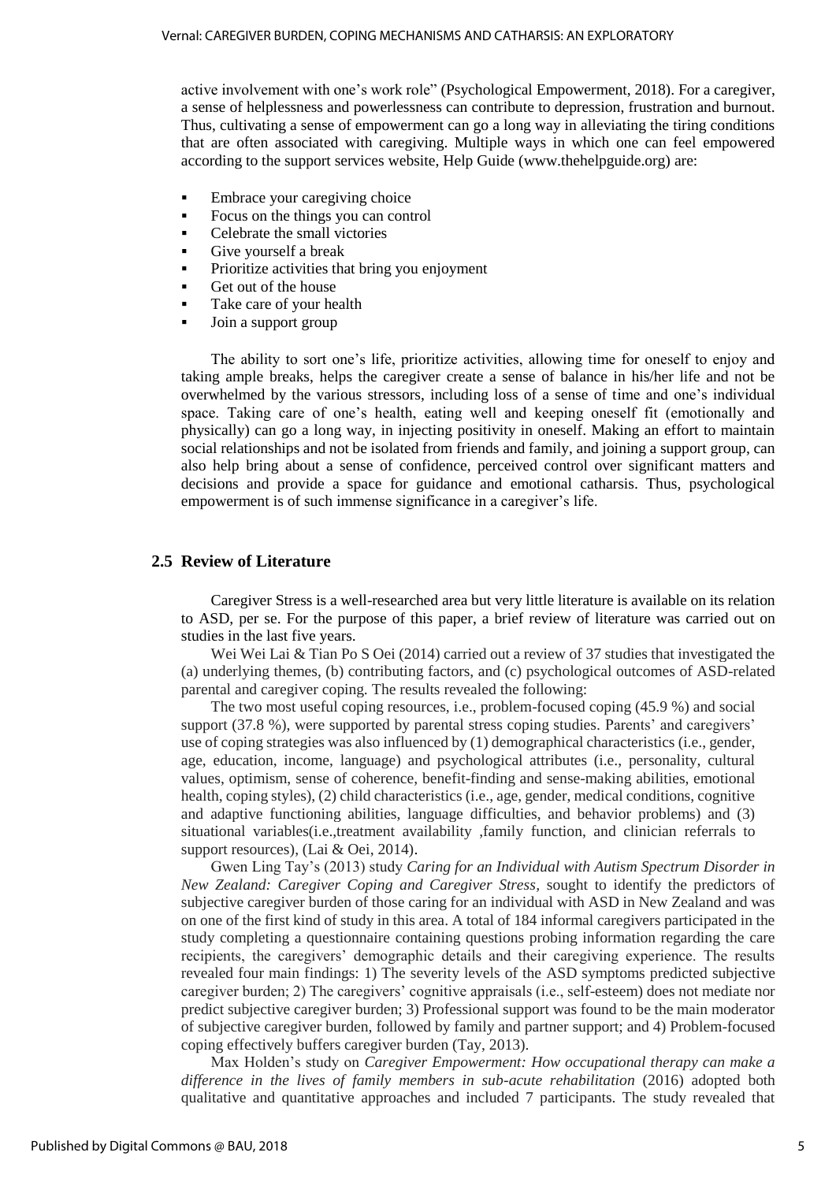active involvement with one's work role" (Psychological Empowerment, 2018). For a caregiver, a sense of helplessness and powerlessness can contribute to depression, frustration and burnout. Thus, cultivating a sense of empowerment can go a long way in alleviating the tiring conditions that are often associated with caregiving. Multiple ways in which one can feel empowered according to the support services website, Help Guide (www.thehelpguide.org) are:

- Embrace your caregiving choice
- Focus on the things you can control
- Celebrate the small victories
- Give yourself a break
- Prioritize activities that bring you enjoyment
- Get out of the house
- Take care of your health
- Join a support group

The ability to sort one's life, prioritize activities, allowing time for oneself to enjoy and taking ample breaks, helps the caregiver create a sense of balance in his/her life and not be overwhelmed by the various stressors, including loss of a sense of time and one's individual space. Taking care of one's health, eating well and keeping oneself fit (emotionally and physically) can go a long way, in injecting positivity in oneself. Making an effort to maintain social relationships and not be isolated from friends and family, and joining a support group, can also help bring about a sense of confidence, perceived control over significant matters and decisions and provide a space for guidance and emotional catharsis. Thus, psychological empowerment is of such immense significance in a caregiver's life.

## 2.5 Review of Literature

Caregiver Stress is a well-researched area but very little literature is available on its relation to ASD, per se. For the purpose of this paper, a brief review of literature was carried out on studies in the last five years.

Wei Wei Lai & Tian Po S Oei (2014) carried out a review of 37 studies that investigated the (a) underlying themes, (b) contributing factors, and (c) psychological outcomes of ASD-related parental and caregiver coping. The results revealed the following:

The two most useful coping resources, i.e., problem-focused coping (45.9 %) and social support (37.8 %), were supported by parental stress coping studies. Parents' and caregivers' use of coping strategies was also influenced by (1) demographical characteristics (i.e., gender, age, education, income, language) and psychological attributes (i.e., personality, cultural values, optimism, sense of coherence, benefit-finding and sense-making abilities, emotional health, coping styles), (2) child characteristics (i.e., age, gender, medical conditions, cognitive and adaptive functioning abilities, language difficulties, and behavior problems) and (3) situational variables(i.e.,treatment availability ,family function, and clinician referrals to support resources), (Lai & Oei, 2014).

Gwen Ling Tay's (2013) study *Caring for an Individual with Autism Spectrum Disorder in New Zealand: Caregiver Coping and Caregiver Stress*, sought to identify the predictors of subjective caregiver burden of those caring for an individual with ASD in New Zealand and was on one of the first kind of study in this area. A total of 184 informal caregivers participated in the study completing a questionnaire containing questions probing information regarding the care recipients, the caregivers' demographic details and their caregiving experience. The results revealed four main findings: 1) The severity levels of the ASD symptoms predicted subjective caregiver burden; 2) The caregivers' cognitive appraisals (i.e., self-esteem) does not mediate nor predict subjective caregiver burden; 3) Professional support was found to be the main moderator of subjective caregiver burden, followed by family and partner support; and 4) Problem-focused coping effectively buffers caregiver burden (Tay, 2013).

Max Holden's study on *Caregiver Empowerment: How occupational therapy can make a difference in the lives of family members in sub-acute rehabilitation* (2016) adopted both qualitative and quantitative approaches and included 7 participants. The study revealed that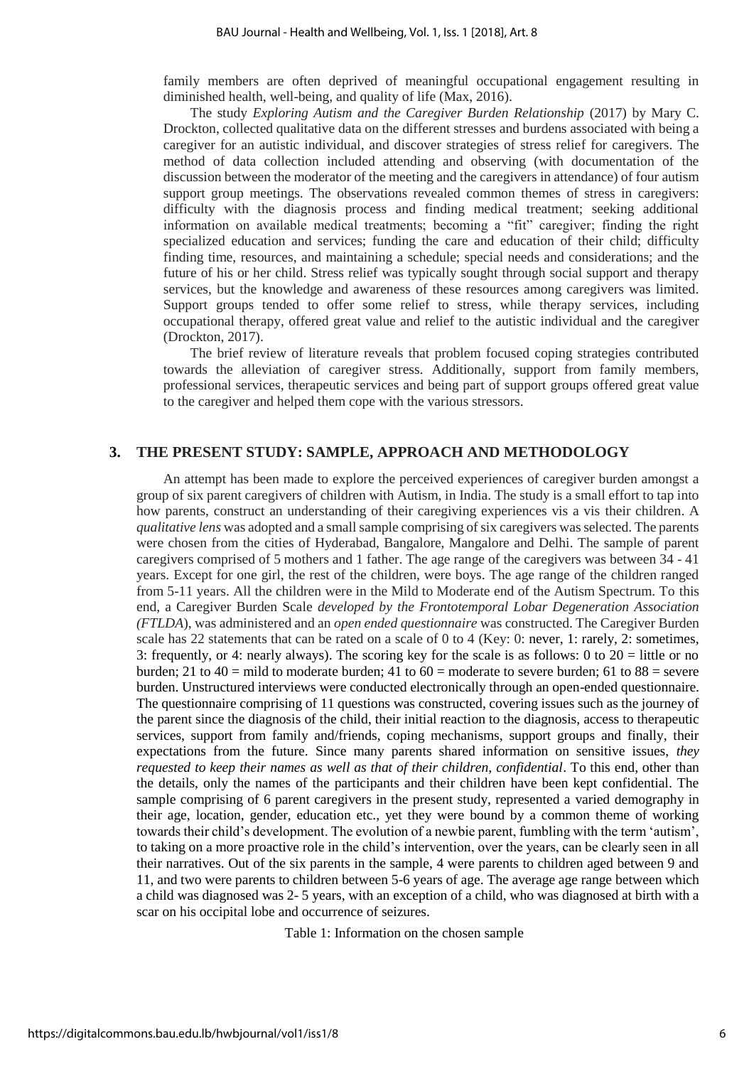family members are often deprived of meaningful occupational engagement resulting in diminished health, well-being, and quality of life (Max, 2016).

The study *Exploring Autism and the Caregiver Burden Relationship* (2017) by Mary C. Drockton, collected qualitative data on the different stresses and burdens associated with being a caregiver for an autistic individual, and discover strategies of stress relief for caregivers. The method of data collection included attending and observing (with documentation of the discussion between the moderator of the meeting and the caregivers in attendance) of four autism support group meetings. The observations revealed common themes of stress in caregivers: difficulty with the diagnosis process and finding medical treatment; seeking additional information on available medical treatments; becoming a "fit" caregiver; finding the right specialized education and services; funding the care and education of their child; difficulty finding time, resources, and maintaining a schedule; special needs and considerations; and the future of his or her child. Stress relief was typically sought through social support and therapy services, but the knowledge and awareness of these resources among caregivers was limited. Support groups tended to offer some relief to stress, while therapy services, including occupational therapy, offered great value and relief to the autistic individual and the caregiver (Drockton, 2017).

The brief review of literature reveals that problem focused coping strategies contributed towards the alleviation of caregiver stress. Additionally, support from family members, professional services, therapeutic services and being part of support groups offered great value to the caregiver and helped them cope with the various stressors.

## 3. THE PRESENT STUDY: SAMPLE, APPROACH AND METHODOLOGY

An attempt has been made to explore the perceived experiences of caregiver burden amongst a group of six parent caregivers of children with Autism, in India. The study is a small effort to tap into how parents, construct an understanding of their caregiving experiences vis a vis their children. A *qualitative lens* was adopted and a small sample comprising of six caregivers was selected. The parents were chosen from the cities of Hyderabad, Bangalore, Mangalore and Delhi. The sample of parent caregivers comprised of 5 mothers and 1 father. The age range of the caregivers was between 34 - 41 years. Except for one girl, the rest of the children, were boys. The age range of the children ranged from 5-11 years. All the children were in the Mild to Moderate end of the Autism Spectrum. To this end, a Caregiver Burden Scale *developed by the Frontotemporal Lobar Degeneration Association (FTLDA*), was administered and an *open ended questionnaire* was constructed. The Caregiver Burden scale has 22 statements that can be rated on a scale of 0 to 4 (Key: 0: never, 1: rarely, 2: sometimes, 3: frequently, or 4: nearly always). The scoring key for the scale is as follows: 0 to 20 = little or no burden; 21 to 40 = mild to moderate burden; 41 to 60 = moderate to severe burden; 61 to 88 = severe burden. Unstructured interviews were conducted electronically through an open-ended questionnaire. The questionnaire comprising of 11 questions was constructed, covering issues such as the journey of the parent since the diagnosis of the child, their initial reaction to the diagnosis, access to therapeutic services, support from family and/friends, coping mechanisms, support groups and finally, their expectations from the future. Since many parents shared information on sensitive issues, *they requested to keep their names as well as that of their children, confidential*. To this end, other than the details, only the names of the participants and their children have been kept confidential. The sample comprising of 6 parent caregivers in the present study, represented a varied demography in their age, location, gender, education etc., yet they were bound by a common theme of working towards their child's development. The evolution of a newbie parent, fumbling with the term 'autism', to taking on a more proactive role in the child's intervention, over the years, can be clearly seen in all their narratives. Out of the six parents in the sample, 4 were parents to children aged between 9 and 11, and two were parents to children between 5-6 years of age. The average age range between which a child was diagnosed was 2- 5 years, with an exception of a child, who was diagnosed at birth with a scar on his occipital lobe and occurrence of seizures.

Table 1: Information on the chosen sample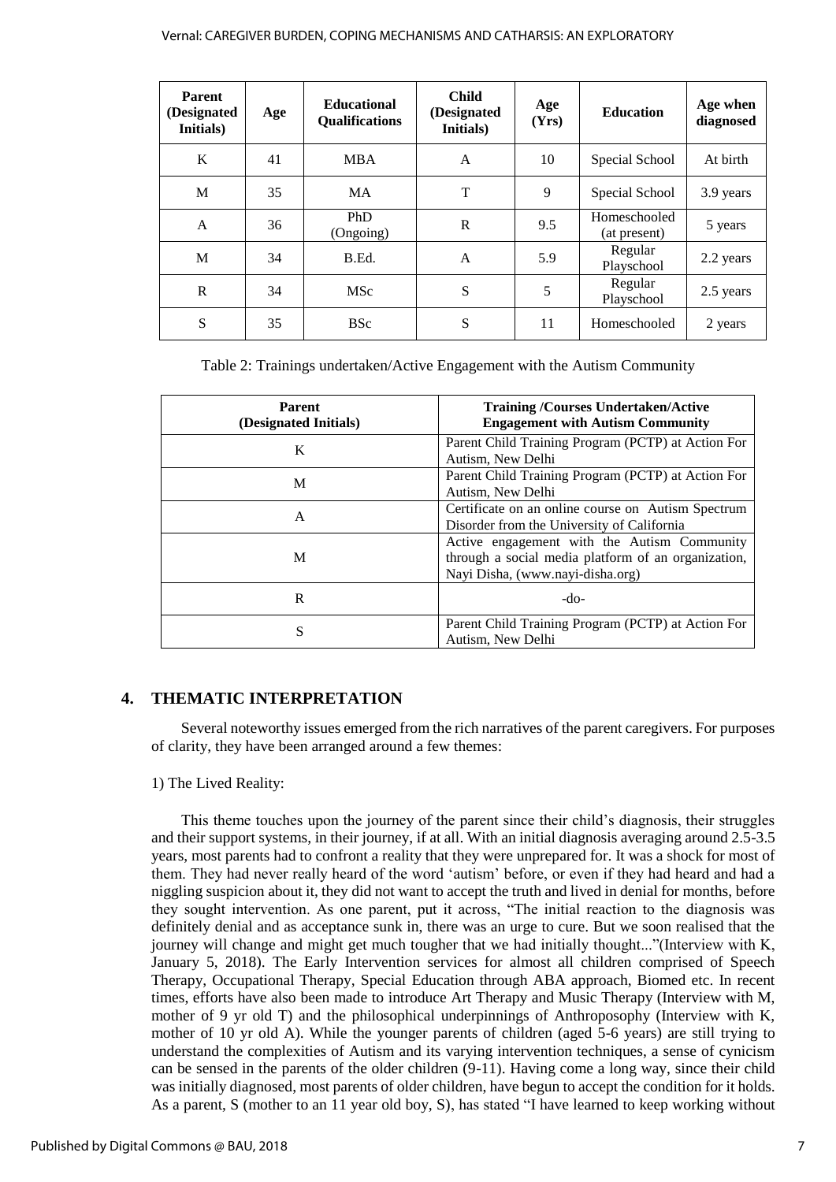| Parent (Designated Initials) | Age | Educational Qualifications | Child (Designated Initials) | Age (Yrs) | Education | Age when diagnosed |
|---|---|---|---|---|---|---|
| K | 41 | MBA | A | 10 | Special School | At birth |
| M | 35 | MA | T | 9 | Special School | 3.9 years |
| A | 36 | PhD (Ongoing) | R | 9.5 | Homeschooled (at present) | 5 years |
| M | 34 | B.Ed. | A | 5.9 | Regular Playschool | 2.2 years |
| R | 34 | MSc | S | 5 | Regular Playschool | 2.5 years |
| S | 35 | BSc | S | 11 | Homeschooled | 2 years |

Table 2: Trainings undertaken/Active Engagement with the Autism Community

| Parent (Designated Initials) | Training /Courses Undertaken/Active Engagement with Autism Community |
|---|---|
| K | Parent Child Training Program (PCTP) at Action For Autism, New Delhi |
| M | Parent Child Training Program (PCTP) at Action For Autism, New Delhi |
| A | Certificate on an online course on Autism Spectrum Disorder from the University of California |
| M | Active engagement with the Autism Community through a social media platform of an organization, Nayi Disha, (www.nayi-disha.org) |
| R | -do- |
| S | Parent Child Training Program (PCTP) at Action For Autism, New Delhi |

## 4. THEMATIC INTERPRETATION

Several noteworthy issues emerged from the rich narratives of the parent caregivers. For purposes of clarity, they have been arranged around a few themes:

1) The Lived Reality:

This theme touches upon the journey of the parent since their child's diagnosis, their struggles and their support systems, in their journey, if at all. With an initial diagnosis averaging around 2.5-3.5 years, most parents had to confront a reality that they were unprepared for. It was a shock for most of them. They had never really heard of the word 'autism' before, or even if they had heard and had a niggling suspicion about it, they did not want to accept the truth and lived in denial for months, before they sought intervention. As one parent, put it across, "The initial reaction to the diagnosis was definitely denial and as acceptance sunk in, there was an urge to cure. But we soon realised that the journey will change and might get much tougher that we had initially thought..."(Interview with K, January 5, 2018). The Early Intervention services for almost all children comprised of Speech Therapy, Occupational Therapy, Special Education through ABA approach, Biomed etc. In recent times, efforts have also been made to introduce Art Therapy and Music Therapy (Interview with M, mother of 9 yr old T) and the philosophical underpinnings of Anthroposophy (Interview with K, mother of 10 yr old A). While the younger parents of children (aged 5-6 years) are still trying to understand the complexities of Autism and its varying intervention techniques, a sense of cynicism can be sensed in the parents of the older children (9-11). Having come a long way, since their child was initially diagnosed, most parents of older children, have begun to accept the condition for it holds. As a parent, S (mother to an 11 year old boy, S), has stated "I have learned to keep working without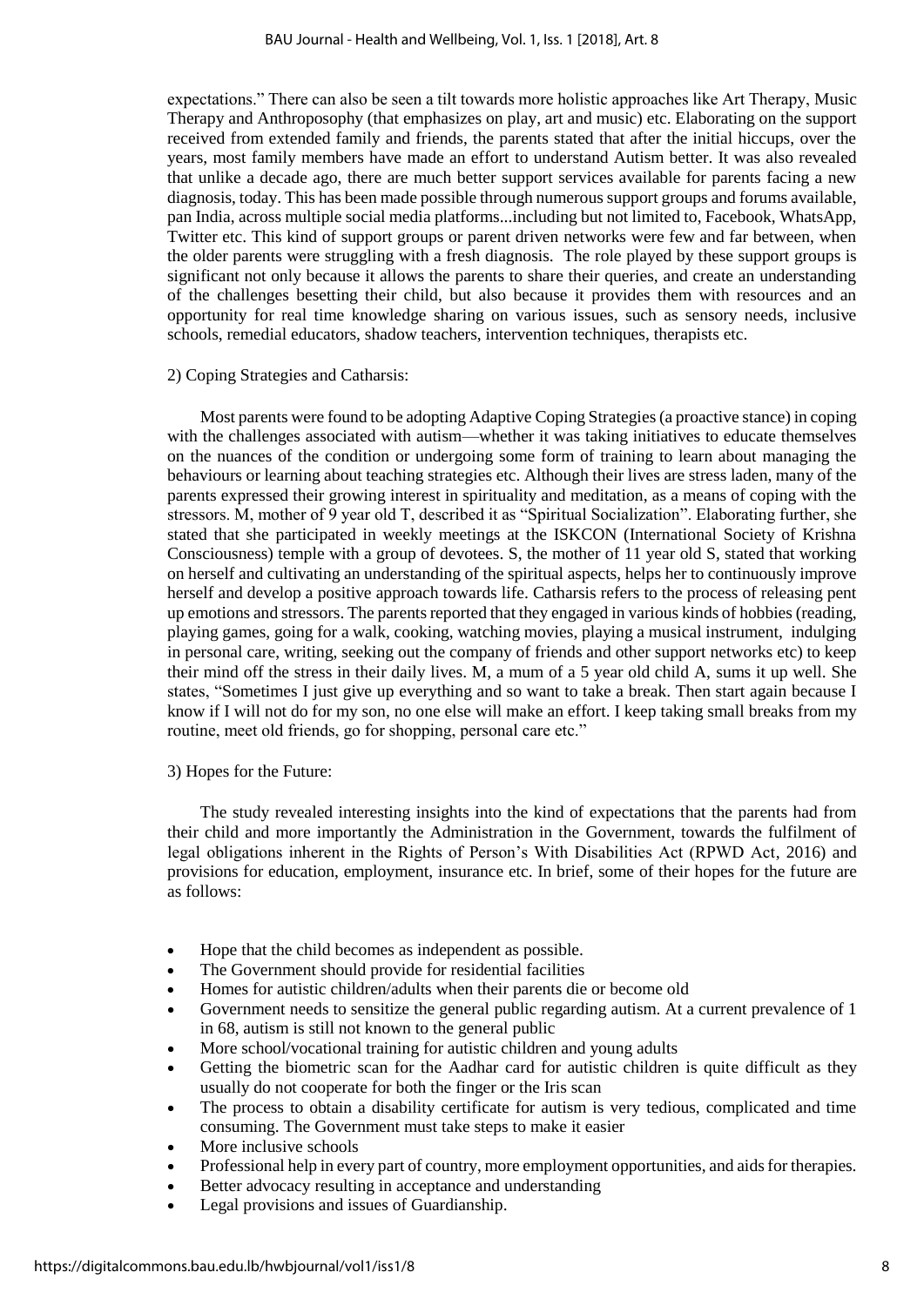expectations." There can also be seen a tilt towards more holistic approaches like Art Therapy, Music Therapy and Anthroposophy (that emphasizes on play, art and music) etc. Elaborating on the support received from extended family and friends, the parents stated that after the initial hiccups, over the years, most family members have made an effort to understand Autism better. It was also revealed that unlike a decade ago, there are much better support services available for parents facing a new diagnosis, today. This has been made possible through numerous support groups and forums available, pan India, across multiple social media platforms...including but not limited to, Facebook, WhatsApp, Twitter etc. This kind of support groups or parent driven networks were few and far between, when the older parents were struggling with a fresh diagnosis. The role played by these support groups is significant not only because it allows the parents to share their queries, and create an understanding of the challenges besetting their child, but also because it provides them with resources and an opportunity for real time knowledge sharing on various issues, such as sensory needs, inclusive schools, remedial educators, shadow teachers, intervention techniques, therapists etc.

2) Coping Strategies and Catharsis:

Most parents were found to be adopting Adaptive Coping Strategies (a proactive stance) in coping with the challenges associated with autism—whether it was taking initiatives to educate themselves on the nuances of the condition or undergoing some form of training to learn about managing the behaviours or learning about teaching strategies etc. Although their lives are stress laden, many of the parents expressed their growing interest in spirituality and meditation, as a means of coping with the stressors. M, mother of 9 year old T, described it as "Spiritual Socialization". Elaborating further, she stated that she participated in weekly meetings at the ISKCON (International Society of Krishna Consciousness) temple with a group of devotees. S, the mother of 11 year old S, stated that working on herself and cultivating an understanding of the spiritual aspects, helps her to continuously improve herself and develop a positive approach towards life. Catharsis refers to the process of releasing pent up emotions and stressors. The parents reported that they engaged in various kinds of hobbies (reading, playing games, going for a walk, cooking, watching movies, playing a musical instrument, indulging in personal care, writing, seeking out the company of friends and other support networks etc) to keep their mind off the stress in their daily lives. M, a mum of a 5 year old child A, sums it up well. She states, "Sometimes I just give up everything and so want to take a break. Then start again because I know if I will not do for my son, no one else will make an effort. I keep taking small breaks from my routine, meet old friends, go for shopping, personal care etc."

3) Hopes for the Future:

The study revealed interesting insights into the kind of expectations that the parents had from their child and more importantly the Administration in the Government, towards the fulfilment of legal obligations inherent in the Rights of Person's With Disabilities Act (RPWD Act, 2016) and provisions for education, employment, insurance etc. In brief, some of their hopes for the future are as follows:

- Hope that the child becomes as independent as possible.
- The Government should provide for residential facilities
- Homes for autistic children/adults when their parents die or become old
- Government needs to sensitize the general public regarding autism. At a current prevalence of 1 in 68, autism is still not known to the general public
- More school/vocational training for autistic children and young adults
- Getting the biometric scan for the Aadhar card for autistic children is quite difficult as they usually do not cooperate for both the finger or the Iris scan
- The process to obtain a disability certificate for autism is very tedious, complicated and time consuming. The Government must take steps to make it easier
- More inclusive schools
- Professional help in every part of country, more employment opportunities, and aids for therapies.
- Better advocacy resulting in acceptance and understanding
- Legal provisions and issues of Guardianship.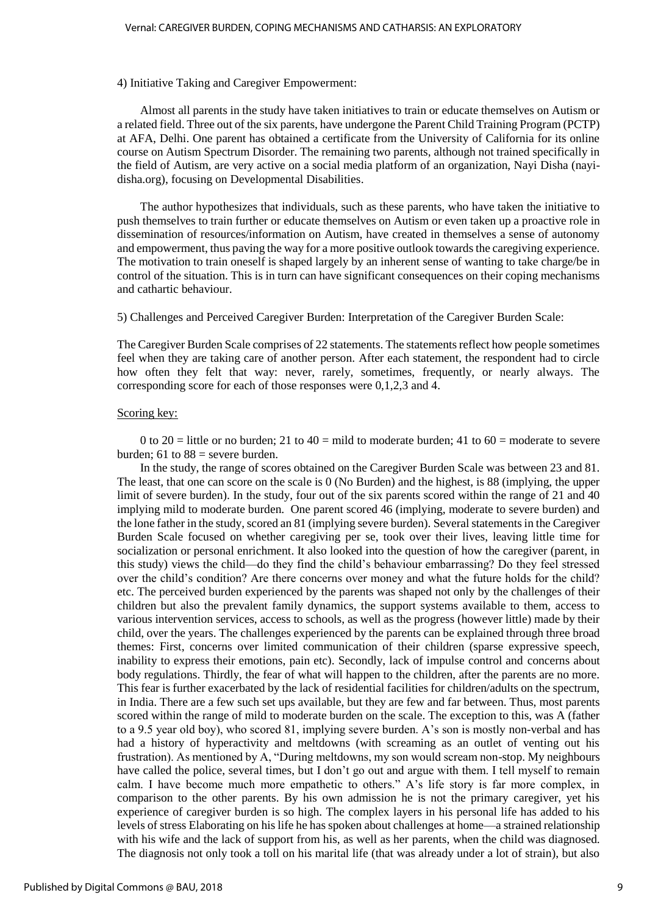4) Initiative Taking and Caregiver Empowerment:

Almost all parents in the study have taken initiatives to train or educate themselves on Autism or a related field. Three out of the six parents, have undergone the Parent Child Training Program (PCTP) at AFA, Delhi. One parent has obtained a certificate from the University of California for its online course on Autism Spectrum Disorder. The remaining two parents, although not trained specifically in the field of Autism, are very active on a social media platform of an organization, Nayi Disha (nayi-disha.org), focusing on Developmental Disabilities.

The author hypothesizes that individuals, such as these parents, who have taken the initiative to push themselves to train further or educate themselves on Autism or even taken up a proactive role in dissemination of resources/information on Autism, have created in themselves a sense of autonomy and empowerment, thus paving the way for a more positive outlook towards the caregiving experience. The motivation to train oneself is shaped largely by an inherent sense of wanting to take charge/be in control of the situation. This is in turn can have significant consequences on their coping mechanisms and cathartic behaviour.

5) Challenges and Perceived Caregiver Burden: Interpretation of the Caregiver Burden Scale:

The Caregiver Burden Scale comprises of 22 statements. The statements reflect how people sometimes feel when they are taking care of another person. After each statement, the respondent had to circle how often they felt that way: never, rarely, sometimes, frequently, or nearly always. The corresponding score for each of those responses were 0,1,2,3 and 4.

Scoring key:

0 to 20 = little or no burden; 21 to 40 = mild to moderate burden; 41 to 60 = moderate to severe burden; 61 to 88 = severe burden.

In the study, the range of scores obtained on the Caregiver Burden Scale was between 23 and 81. The least, that one can score on the scale is 0 (No Burden) and the highest, is 88 (implying, the upper limit of severe burden). In the study, four out of the six parents scored within the range of 21 and 40 implying mild to moderate burden. One parent scored 46 (implying, moderate to severe burden) and the lone father in the study, scored an 81 (implying severe burden). Several statements in the Caregiver Burden Scale focused on whether caregiving per se, took over their lives, leaving little time for socialization or personal enrichment. It also looked into the question of how the caregiver (parent, in this study) views the child—do they find the child's behaviour embarrassing? Do they feel stressed over the child's condition? Are there concerns over money and what the future holds for the child? etc. The perceived burden experienced by the parents was shaped not only by the challenges of their children but also the prevalent family dynamics, the support systems available to them, access to various intervention services, access to schools, as well as the progress (however little) made by their child, over the years. The challenges experienced by the parents can be explained through three broad themes: First, concerns over limited communication of their children (sparse expressive speech, inability to express their emotions, pain etc). Secondly, lack of impulse control and concerns about body regulations. Thirdly, the fear of what will happen to the children, after the parents are no more. This fear is further exacerbated by the lack of residential facilities for children/adults on the spectrum, in India. There are a few such set ups available, but they are few and far between. Thus, most parents scored within the range of mild to moderate burden on the scale. The exception to this, was A (father to a 9.5 year old boy), who scored 81, implying severe burden. A's son is mostly non-verbal and has had a history of hyperactivity and meltdowns (with screaming as an outlet of venting out his frustration). As mentioned by A, "During meltdowns, my son would scream non-stop. My neighbours have called the police, several times, but I don't go out and argue with them. I tell myself to remain calm. I have become much more empathetic to others." A's life story is far more complex, in comparison to the other parents. By his own admission he is not the primary caregiver, yet his experience of caregiver burden is so high. The complex layers in his personal life has added to his levels of stress Elaborating on his life he has spoken about challenges at home—a strained relationship with his wife and the lack of support from his, as well as her parents, when the child was diagnosed. The diagnosis not only took a toll on his marital life (that was already under a lot of strain), but also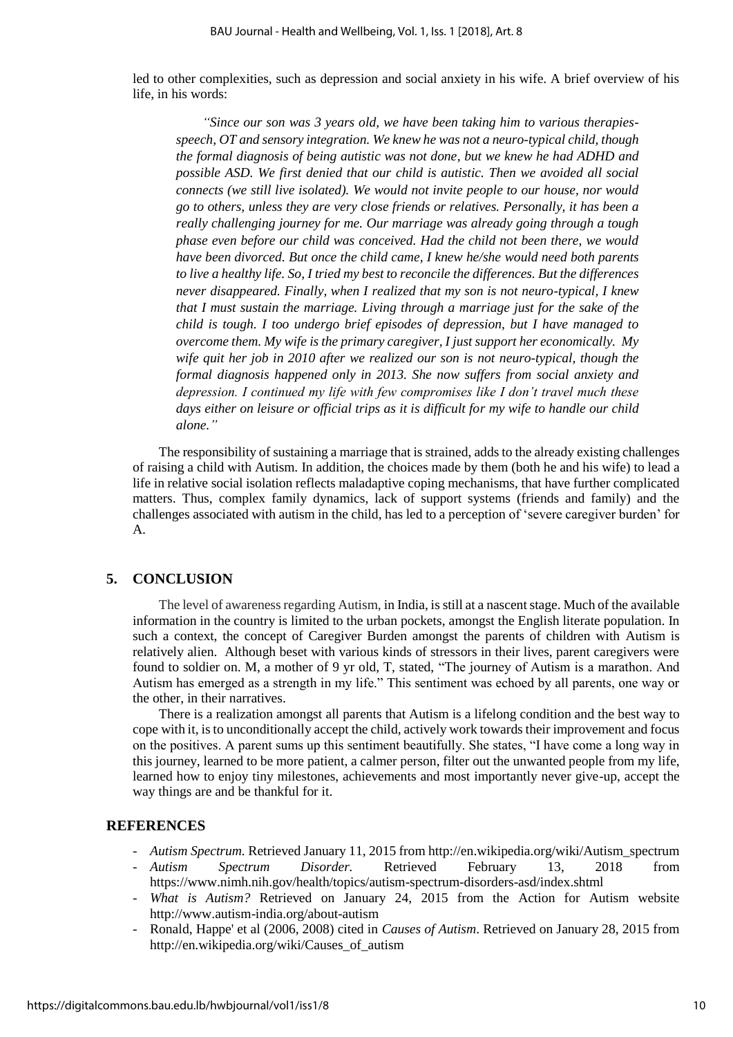led to other complexities, such as depression and social anxiety in his wife. A brief overview of his life, in his words:

> *"Since our son was 3 years old, we have been taking him to various therapies- speech, OT and sensory integration. We knew he was not a neuro-typical child, though the formal diagnosis of being autistic was not done, but we knew he had ADHD and possible ASD. We first denied that our child is autistic. Then we avoided all social connects (we still live isolated). We would not invite people to our house, nor would go to others, unless they are very close friends or relatives. Personally, it has been a really challenging journey for me. Our marriage was already going through a tough phase even before our child was conceived. Had the child not been there, we would have been divorced. But once the child came, I knew he/she would need both parents to live a healthy life. So, I tried my best to reconcile the differences. But the differences never disappeared. Finally, when I realized that my son is not neuro-typical, I knew that I must sustain the marriage. Living through a marriage just for the sake of the child is tough. I too undergo brief episodes of depression, but I have managed to overcome them. My wife is the primary caregiver, I just support her economically. My wife quit her job in 2010 after we realized our son is not neuro-typical, though the formal diagnosis happened only in 2013. She now suffers from social anxiety and depression. I continued my life with few compromises like I don't travel much these days either on leisure or official trips as it is difficult for my wife to handle our child alone."*

The responsibility of sustaining a marriage that is strained, adds to the already existing challenges of raising a child with Autism. In addition, the choices made by them (both he and his wife) to lead a life in relative social isolation reflects maladaptive coping mechanisms, that have further complicated matters. Thus, complex family dynamics, lack of support systems (friends and family) and the challenges associated with autism in the child, has led to a perception of 'severe caregiver burden' for A.

## 5. CONCLUSION

The level of awareness regarding Autism, in India, is still at a nascent stage. Much of the available information in the country is limited to the urban pockets, amongst the English literate population. In such a context, the concept of Caregiver Burden amongst the parents of children with Autism is relatively alien. Although beset with various kinds of stressors in their lives, parent caregivers were found to soldier on. M, a mother of 9 yr old, T, stated, "The journey of Autism is a marathon. And Autism has emerged as a strength in my life." This sentiment was echoed by all parents, one way or the other, in their narratives.

There is a realization amongst all parents that Autism is a lifelong condition and the best way to cope with it, is to unconditionally accept the child, actively work towards their improvement and focus on the positives. A parent sums up this sentiment beautifully. She states, "I have come a long way in this journey, learned to be more patient, a calmer person, filter out the unwanted people from my life, learned how to enjoy tiny milestones, achievements and most importantly never give-up, accept the way things are and be thankful for it.

## REFERENCES

- *Autism Spectrum.* Retrieved January 11, 2015 from http://en.wikipedia.org/wiki/Autism_spectrum
- *Autism Spectrum Disorder.* Retrieved February 13, 2018 from https://www.nimh.nih.gov/health/topics/autism-spectrum-disorders-asd/index.shtml
- *What is Autism?* Retrieved on January 24, 2015 from the Action for Autism website http://www.autism-india.org/about-autism
- Ronald, Happe' et al (2006, 2008) cited in *Causes of Autism*. Retrieved on January 28, 2015 from http://en.wikipedia.org/wiki/Causes_of_autism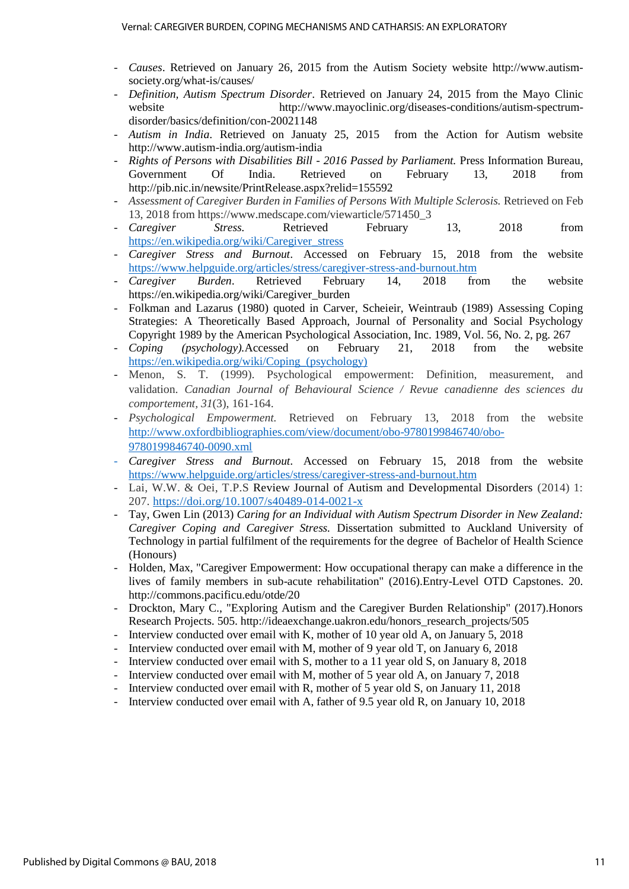- *Causes*. Retrieved on January 26, 2015 from the Autism Society website http://www.autism-society.org/what-is/causes/
- *Definition, Autism Spectrum Disorder*. Retrieved on January 24, 2015 from the Mayo Clinic website http://www.mayoclinic.org/diseases-conditions/autism-spectrum-disorder/basics/definition/con-20021148
- *Autism in India*. Retrieved on Januaty 25, 2015 from the Action for Autism website http://www.autism-india.org/autism-india
- *Rights of Persons with Disabilities Bill - 2016 Passed by Parliament.* Press Information Bureau, Government Of India. Retrieved on February 13, 2018 from http://pib.nic.in/newsite/PrintRelease.aspx?relid=155592
- *Assessment of Caregiver Burden in Families of Persons With Multiple Sclerosis.* Retrieved on Feb 13, 2018 from https://www.medscape.com/viewarticle/571450_3
- *Caregiver Stress.* Retrieved February 13, 2018 from https://en.wikipedia.org/wiki/Caregiver_stress
- *Caregiver Stress and Burnout*. Accessed on February 15, 2018 from the website https://www.helpguide.org/articles/stress/caregiver-stress-and-burnout.htm
- *Caregiver Burden*. Retrieved February 14, 2018 from the website https://en.wikipedia.org/wiki/Caregiver_burden
- Folkman and Lazarus (1980) quoted in Carver, Scheieir, Weintraub (1989) Assessing Coping Strategies: A Theoretically Based Approach, Journal of Personality and Social Psychology Copyright 1989 by the American Psychological Association, Inc. 1989, Vol. 56, No. 2, pg. 267
- *Coping (psychology).*Accessed on February 21, 2018 from the website https://en.wikipedia.org/wiki/Coping_(psychology)
- Menon, S. T. (1999). Psychological empowerment: Definition, measurement, and validation. *Canadian Journal of Behavioural Science / Revue canadienne des sciences du comportement, 31*(3), 161-164.
- *Psychological Empowerment.* Retrieved on February 13, 2018 from the website http://www.oxfordbibliographies.com/view/document/obo-9780199846740/obo-9780199846740-0090.xml
- *Caregiver Stress and Burnout*. Accessed on February 15, 2018 from the website https://www.helpguide.org/articles/stress/caregiver-stress-and-burnout.htm
- Lai, W.W. & Oei, T.P.S Review Journal of Autism and Developmental Disorders (2014) 1: 207. https://doi.org/10.1007/s40489-014-0021-x
- Tay, Gwen Lin (2013) *Caring for an Individual with Autism Spectrum Disorder in New Zealand: Caregiver Coping and Caregiver Stress.* Dissertation submitted to Auckland University of Technology in partial fulfilment of the requirements for the degree of Bachelor of Health Science (Honours)
- Holden, Max, "Caregiver Empowerment: How occupational therapy can make a difference in the lives of family members in sub-acute rehabilitation" (2016).Entry-Level OTD Capstones. 20. http://commons.pacificu.edu/otde/20
- Drockton, Mary C., "Exploring Autism and the Caregiver Burden Relationship" (2017).Honors Research Projects. 505. http://ideaexchange.uakron.edu/honors_research_projects/505
- Interview conducted over email with K, mother of 10 year old A, on January 5, 2018
- Interview conducted over email with M, mother of 9 year old T, on January 6, 2018
- Interview conducted over email with S, mother to a 11 year old S, on January 8, 2018
- Interview conducted over email with M, mother of 5 year old A, on January 7, 2018
- Interview conducted over email with R, mother of 5 year old S, on January 11, 2018
- Interview conducted over email with A, father of 9.5 year old R, on January 10, 2018